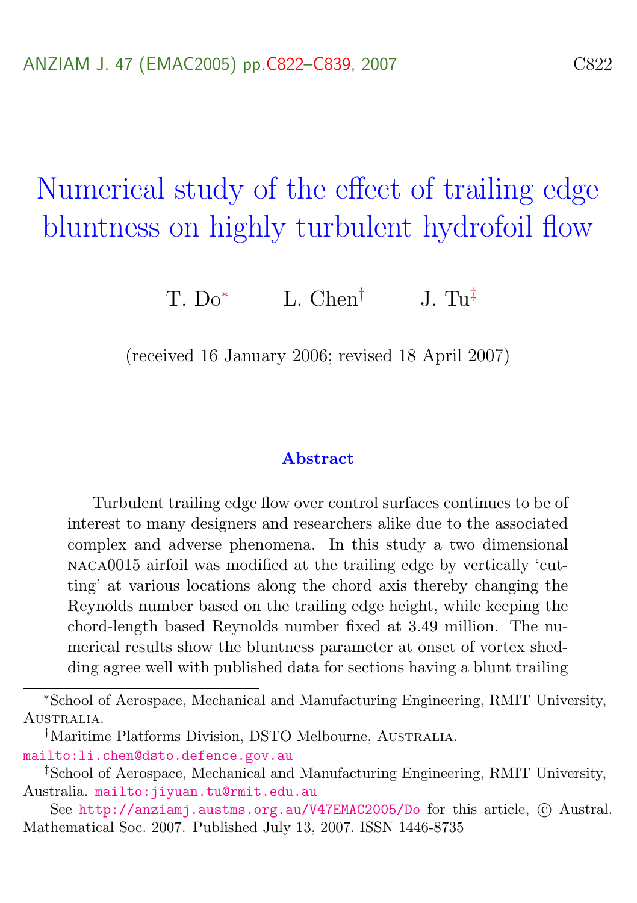# Numerical study of the effect of trailing edge bluntness on highly turbulent hydrofoil flow

T. Do[*] L. Chen[†] J. Tu[‡]

(received 16 January 2006; revised 18 April 2007)

### Abstract

Turbulent trailing edge flow over control surfaces continues to be of interest to many designers and researchers alike due to the associated complex and adverse phenomena. In this study a two dimensional NACA0015 airfoil was modified at the trailing edge by vertically 'cutting' at various locations along the chord axis thereby changing the Reynolds number based on the trailing edge height, while keeping the chord-length based Reynolds number fixed at 3.49 million. The numerical results show the bluntness parameter at onset of vortex shedding agree well with published data for sections having a blunt trailing

---

[*] School of Aerospace, Mechanical and Manufacturing Engineering, RMIT University, Australia.

[†] Maritime Platforms Division, DSTO Melbourne, Australia. mailto:li.chen@dsto.defence.gov.au

[‡] School of Aerospace, Mechanical and Manufacturing Engineering, RMIT University, Australia. mailto:jiyuan.tu@rmit.edu.au

See http://anziamj.austms.org.au/V47EMAC2005/Do for this article, © Austral. Mathematical Soc. 2007. Published July 13, 2007. ISSN 1446-8735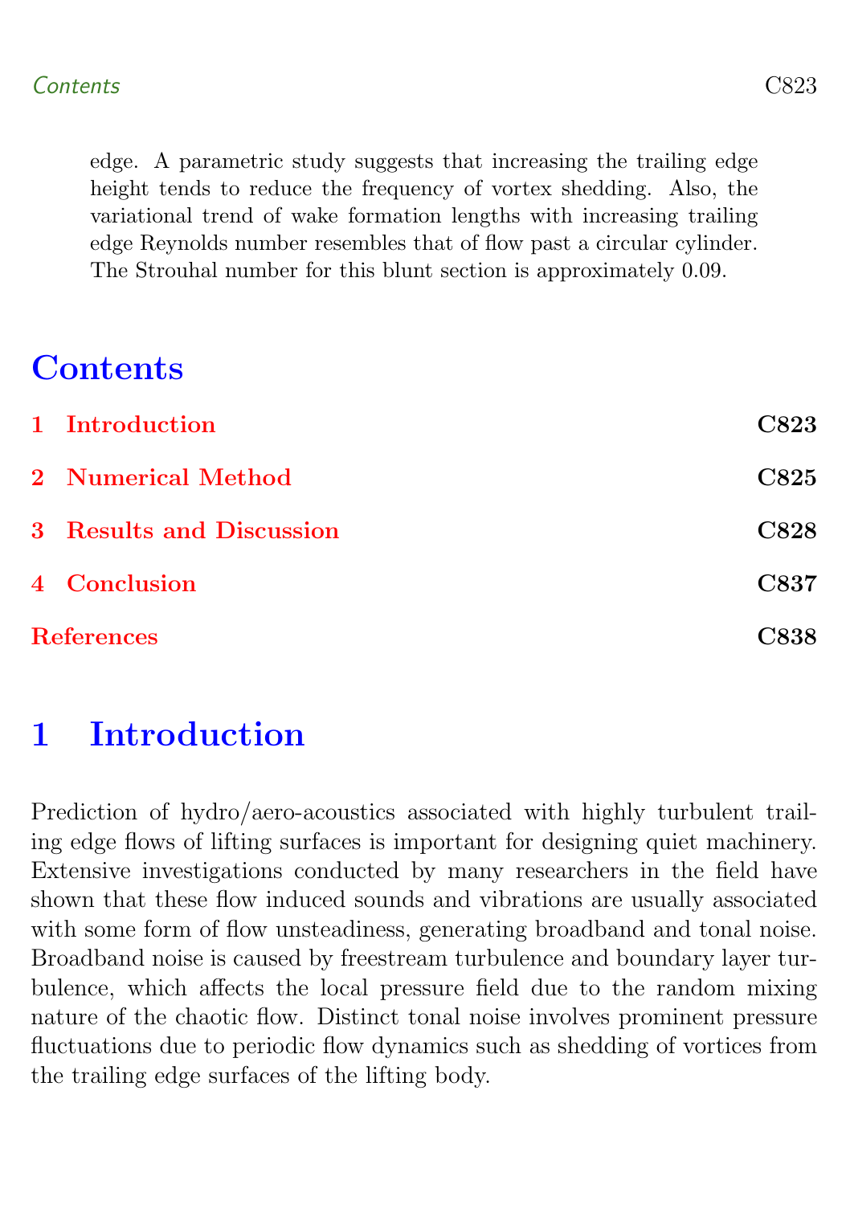edge. A parametric study suggests that increasing the trailing edge height tends to reduce the frequency of vortex shedding. Also, the variational trend of wake formation lengths with increasing trailing edge Reynolds number resembles that of flow past a circular cylinder. The Strouhal number for this blunt section is approximately 0.09.

# Contents

1 Introduction C823

2 Numerical Method C825

3 Results and Discussion C828

4 Conclusion C837

References C838

# 1 Introduction

Prediction of hydro/aero-acoustics associated with highly turbulent trailing edge flows of lifting surfaces is important for designing quiet machinery. Extensive investigations conducted by many researchers in the field have shown that these flow induced sounds and vibrations are usually associated with some form of flow unsteadiness, generating broadband and tonal noise. Broadband noise is caused by freestream turbulence and boundary layer turbulence, which affects the local pressure field due to the random mixing nature of the chaotic flow. Distinct tonal noise involves prominent pressure fluctuations due to periodic flow dynamics such as shedding of vortices from the trailing edge surfaces of the lifting body.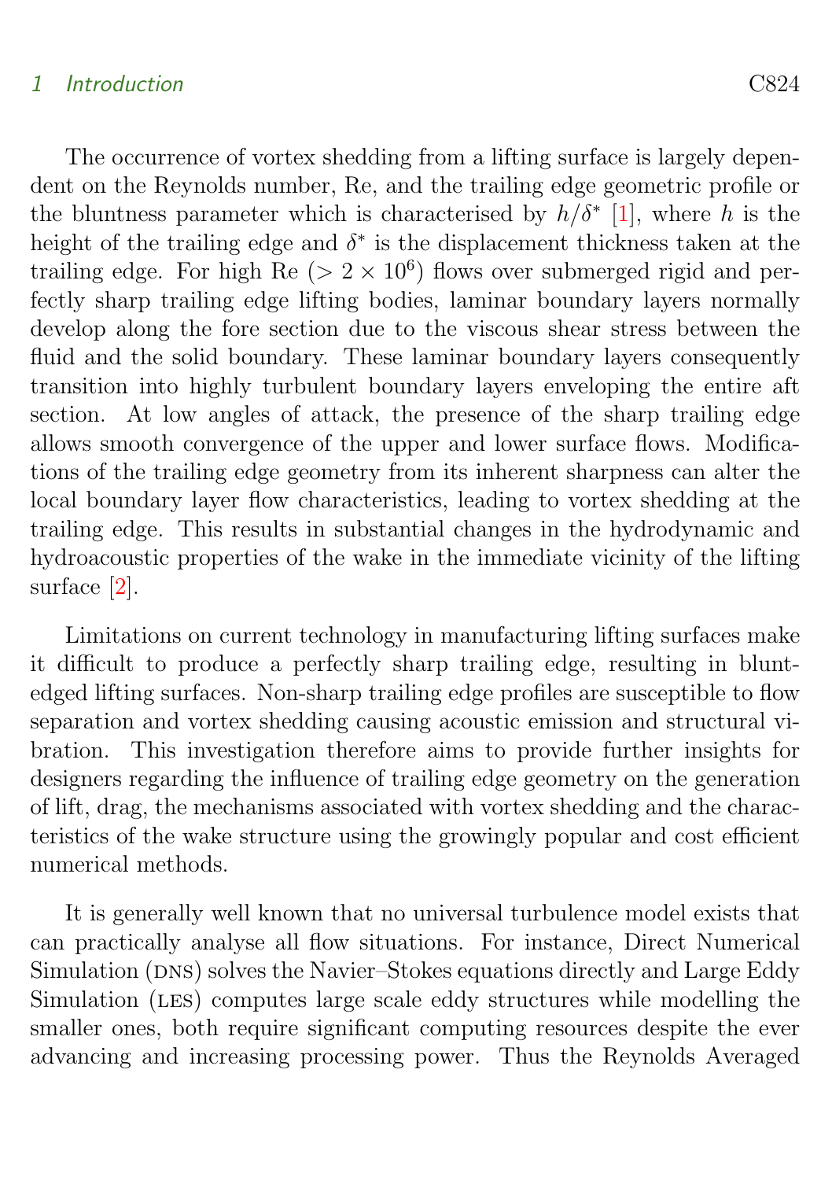The occurrence of vortex shedding from a lifting surface is largely dependent on the Reynolds number, Re, and the trailing edge geometric profile or the bluntness parameter which is characterised by $h/\delta^*$ [1], where $h$ is the height of the trailing edge and $\delta^*$ is the displacement thickness taken at the trailing edge. For high Re ($> 2 \times 10^6$) flows over submerged rigid and perfectly sharp trailing edge lifting bodies, laminar boundary layers normally develop along the fore section due to the viscous shear stress between the fluid and the solid boundary. These laminar boundary layers consequently transition into highly turbulent boundary layers enveloping the entire aft section. At low angles of attack, the presence of the sharp trailing edge allows smooth convergence of the upper and lower surface flows. Modifications of the trailing edge geometry from its inherent sharpness can alter the local boundary layer flow characteristics, leading to vortex shedding at the trailing edge. This results in substantial changes in the hydrodynamic and hydroacoustic properties of the wake in the immediate vicinity of the lifting surface [2].

Limitations on current technology in manufacturing lifting surfaces make it difficult to produce a perfectly sharp trailing edge, resulting in blunt-edged lifting surfaces. Non-sharp trailing edge profiles are susceptible to flow separation and vortex shedding causing acoustic emission and structural vibration. This investigation therefore aims to provide further insights for designers regarding the influence of trailing edge geometry on the generation of lift, drag, the mechanisms associated with vortex shedding and the characteristics of the wake structure using the growingly popular and cost efficient numerical methods.

It is generally well known that no universal turbulence model exists that can practically analyse all flow situations. For instance, Direct Numerical Simulation (DNS) solves the Navier–Stokes equations directly and Large Eddy Simulation (LES) computes large scale eddy structures while modelling the smaller ones, both require significant computing resources despite the ever advancing and increasing processing power. Thus the Reynolds Averaged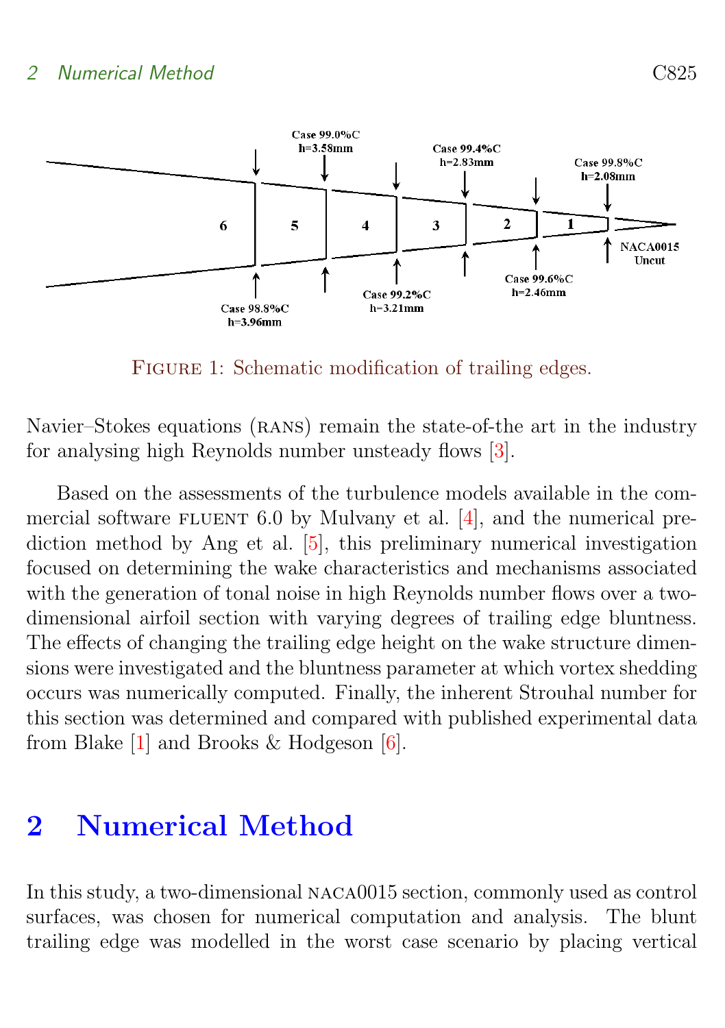Figure 1: Schematic modification of trailing edges.

Navier–Stokes equations (RANS) remain the state-of-the art in the industry for analysing high Reynolds number unsteady flows [3].

Based on the assessments of the turbulence models available in the commercial software FLUENT 6.0 by Mulvany et al. [4], and the numerical prediction method by Ang et al. [5], this preliminary numerical investigation focused on determining the wake characteristics and mechanisms associated with the generation of tonal noise in high Reynolds number flows over a two-dimensional airfoil section with varying degrees of trailing edge bluntness. The effects of changing the trailing edge height on the wake structure dimensions were investigated and the bluntness parameter at which vortex shedding occurs was numerically computed. Finally, the inherent Strouhal number for this section was determined and compared with published experimental data from Blake [1] and Brooks & Hodgeson [6].

# 2 Numerical Method

In this study, a two-dimensional NACA0015 section, commonly used as control surfaces, was chosen for numerical computation and analysis. The blunt trailing edge was modelled in the worst case scenario by placing vertical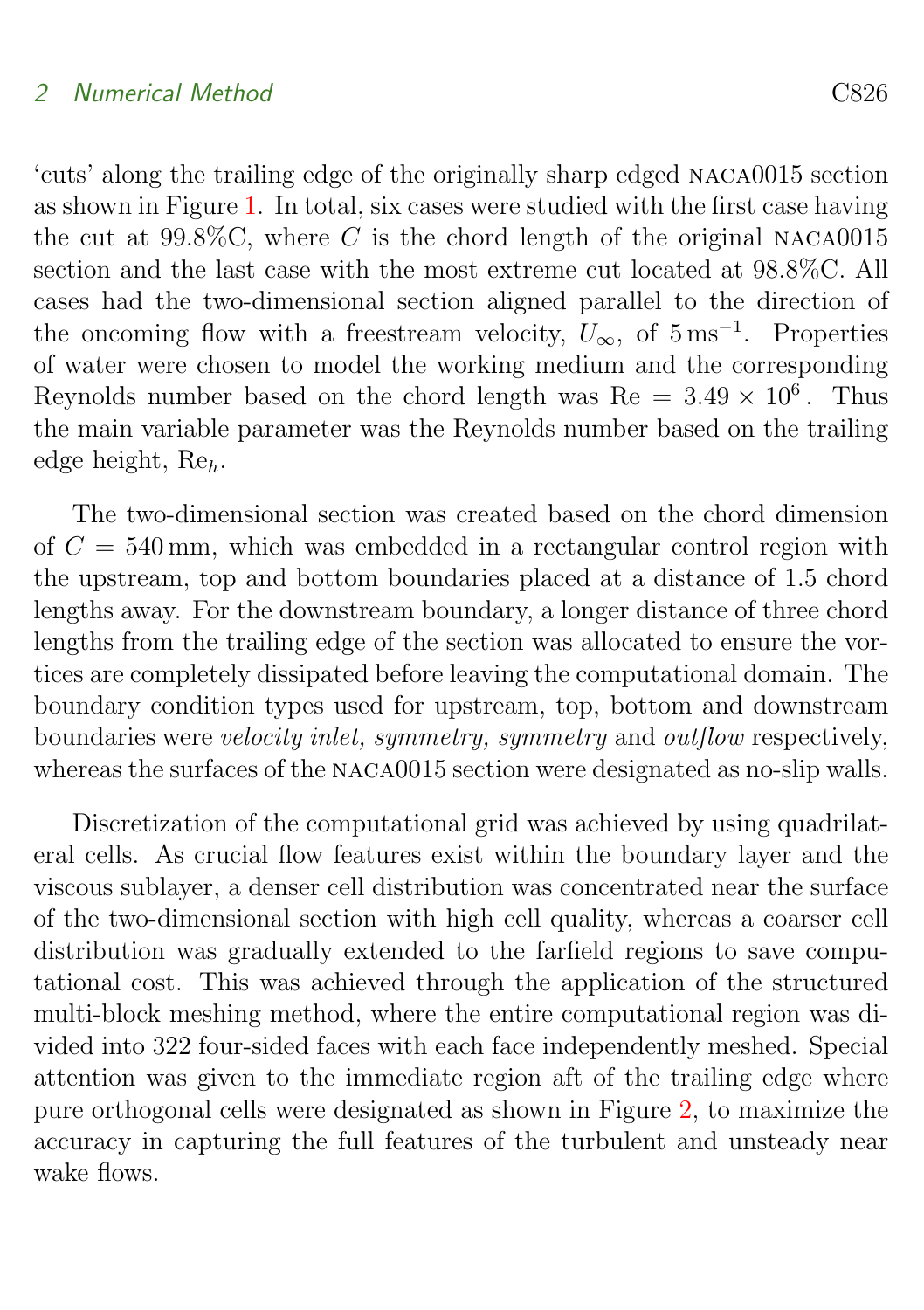'cuts' along the trailing edge of the originally sharp edged NACA0015 section as shown in Figure 1. In total, six cases were studied with the first case having the cut at 99.8%C, where $C$ is the chord length of the original NACA0015 section and the last case with the most extreme cut located at 98.8%C. All cases had the two-dimensional section aligned parallel to the direction of the oncoming flow with a freestream velocity, $U_\infty$, of $5\,\mathrm{ms}^{-1}$. Properties of water were chosen to model the working medium and the corresponding Reynolds number based on the chord length was $\mathrm{Re} = 3.49 \times 10^6$. Thus the main variable parameter was the Reynolds number based on the trailing edge height, $\mathrm{Re}_h$.

The two-dimensional section was created based on the chord dimension of $C = 540\,\mathrm{mm}$, which was embedded in a rectangular control region with the upstream, top and bottom boundaries placed at a distance of 1.5 chord lengths away. For the downstream boundary, a longer distance of three chord lengths from the trailing edge of the section was allocated to ensure the vortices are completely dissipated before leaving the computational domain. The boundary condition types used for upstream, top, bottom and downstream boundaries were *velocity inlet, symmetry, symmetry* and *outflow* respectively, whereas the surfaces of the NACA0015 section were designated as no-slip walls.

Discretization of the computational grid was achieved by using quadrilateral cells. As crucial flow features exist within the boundary layer and the viscous sublayer, a denser cell distribution was concentrated near the surface of the two-dimensional section with high cell quality, whereas a coarser cell distribution was gradually extended to the farfield regions to save computational cost. This was achieved through the application of the structured multi-block meshing method, where the entire computational region was divided into 322 four-sided faces with each face independently meshed. Special attention was given to the immediate region aft of the trailing edge where pure orthogonal cells were designated as shown in Figure 2, to maximize the accuracy in capturing the full features of the turbulent and unsteady near wake flows.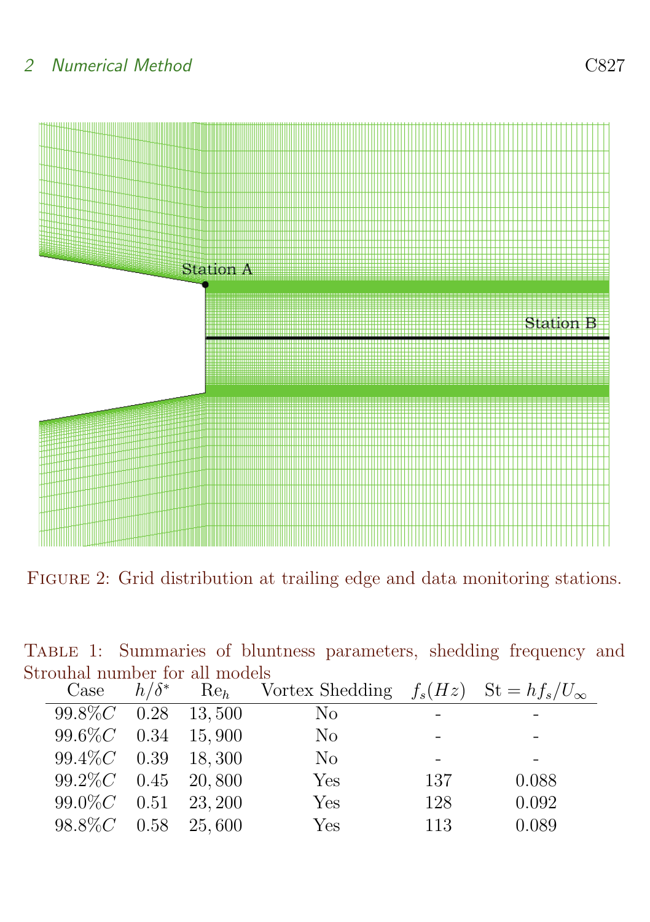Figure 2: Grid distribution at trailing edge and data monitoring stations.

Table 1: Summaries of bluntness parameters, shedding frequency and Strouhal number for all models

| Case | $h/\delta^*$ | $\mathrm{Re}_h$ | Vortex Shedding | $f_s(Hz)$ | $\mathrm{St} = hf_s/U_\infty$ |
|---|---|---|---|---|---|
| $99.8\%C$ | 0.28 | 13,500 | No | - | - |
| $99.6\%C$ | 0.34 | 15,900 | No | - | - |
| $99.4\%C$ | 0.39 | 18,300 | No | - | - |
| $99.2\%C$ | 0.45 | 20,800 | Yes | 137 | 0.088 |
| $99.0\%C$ | 0.51 | 23,200 | Yes | 128 | 0.092 |
| $98.8\%C$ | 0.58 | 25,600 | Yes | 113 | 0.089 |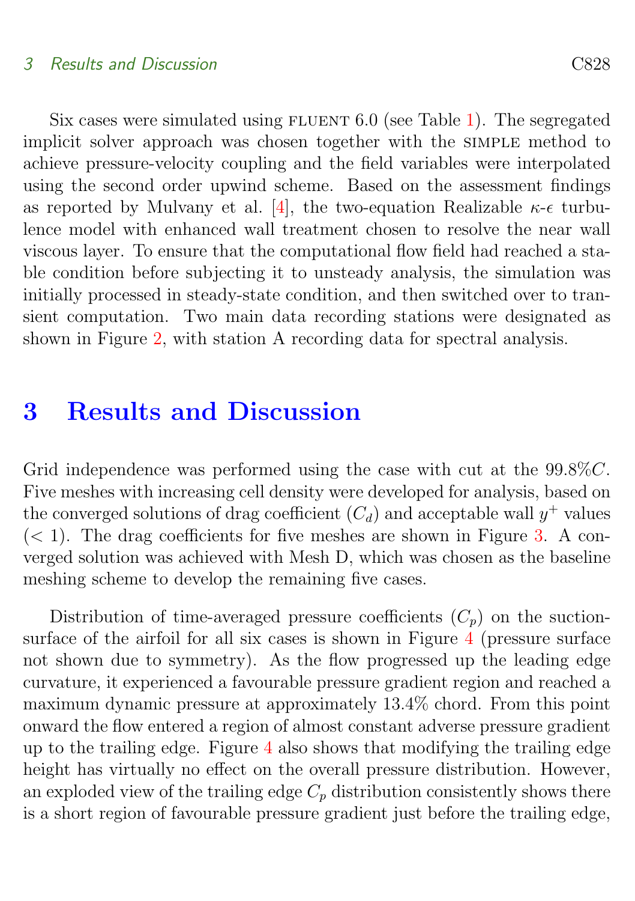Six cases were simulated using FLUENT 6.0 (see Table 1). The segregated implicit solver approach was chosen together with the SIMPLE method to achieve pressure-velocity coupling and the field variables were interpolated using the second order upwind scheme. Based on the assessment findings as reported by Mulvany et al. [4], the two-equation Realizable $\kappa$-$\epsilon$ turbulence model with enhanced wall treatment chosen to resolve the near wall viscous layer. To ensure that the computational flow field had reached a stable condition before subjecting it to unsteady analysis, the simulation was initially processed in steady-state condition, and then switched over to transient computation. Two main data recording stations were designated as shown in Figure 2, with station A recording data for spectral analysis.

# 3 Results and Discussion

Grid independence was performed using the case with cut at the $99.8\%C$. Five meshes with increasing cell density were developed for analysis, based on the converged solutions of drag coefficient ($C_d$) and acceptable wall $y^+$ values ($< 1$). The drag coefficients for five meshes are shown in Figure 3. A converged solution was achieved with Mesh D, which was chosen as the baseline meshing scheme to develop the remaining five cases.

Distribution of time-averaged pressure coefficients ($C_p$) on the suction-surface of the airfoil for all six cases is shown in Figure 4 (pressure surface not shown due to symmetry). As the flow progressed up the leading edge curvature, it experienced a favourable pressure gradient region and reached a maximum dynamic pressure at approximately 13.4% chord. From this point onward the flow entered a region of almost constant adverse pressure gradient up to the trailing edge. Figure 4 also shows that modifying the trailing edge height has virtually no effect on the overall pressure distribution. However, an exploded view of the trailing edge $C_p$ distribution consistently shows there is a short region of favourable pressure gradient just before the trailing edge,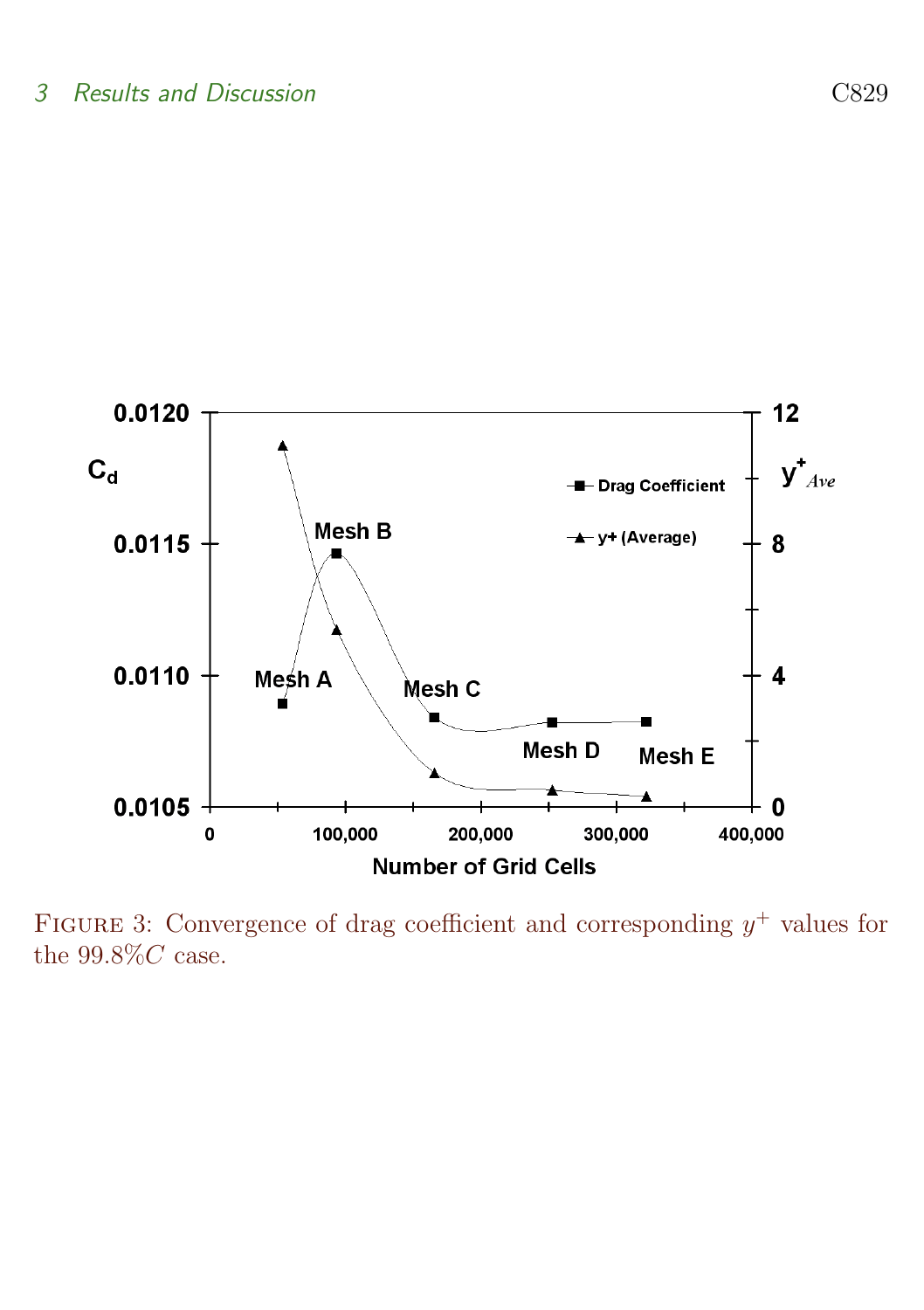Figure 3: Convergence of drag coefficient and corresponding $y^+$ values for the 99.8%$C$ case.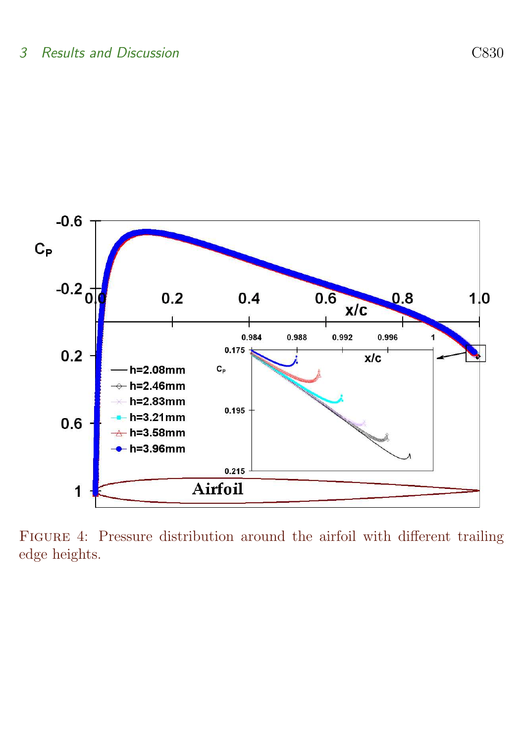FIGURE 4: Pressure distribution around the airfoil with different trailing edge heights.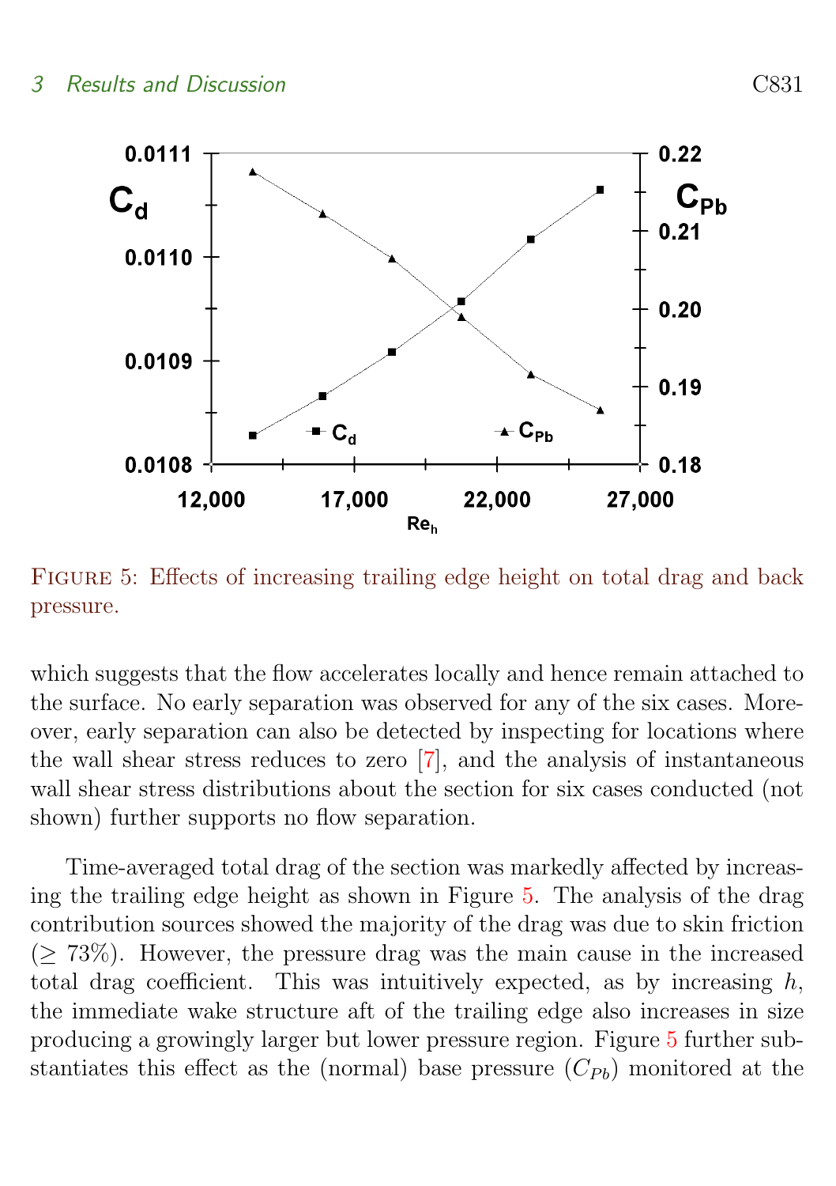Figure 5: Effects of increasing trailing edge height on total drag and back pressure.

which suggests that the flow accelerates locally and hence remain attached to the surface. No early separation was observed for any of the six cases. Moreover, early separation can also be detected by inspecting for locations where the wall shear stress reduces to zero [7], and the analysis of instantaneous wall shear stress distributions about the section for six cases conducted (not shown) further supports no flow separation.

Time-averaged total drag of the section was markedly affected by increasing the trailing edge height as shown in Figure 5. The analysis of the drag contribution sources showed the majority of the drag was due to skin friction ($\geq 73\%$). However, the pressure drag was the main cause in the increased total drag coefficient. This was intuitively expected, as by increasing $h$, the immediate wake structure aft of the trailing edge also increases in size producing a growingly larger but lower pressure region. Figure 5 further substantiates this effect as the (normal) base pressure ($C_{Pb}$) monitored at the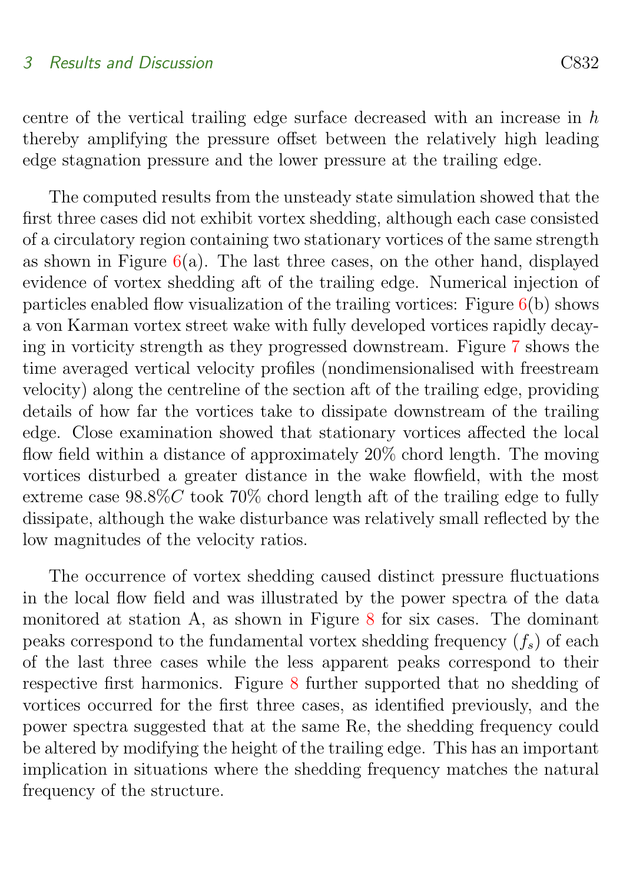centre of the vertical trailing edge surface decreased with an increase in $h$ thereby amplifying the pressure offset between the relatively high leading edge stagnation pressure and the lower pressure at the trailing edge.

The computed results from the unsteady state simulation showed that the first three cases did not exhibit vortex shedding, although each case consisted of a circulatory region containing two stationary vortices of the same strength as shown in Figure 6(a). The last three cases, on the other hand, displayed evidence of vortex shedding aft of the trailing edge. Numerical injection of particles enabled flow visualization of the trailing vortices: Figure 6(b) shows a von Karman vortex street wake with fully developed vortices rapidly decaying in vorticity strength as they progressed downstream. Figure 7 shows the time averaged vertical velocity profiles (nondimensionalised with freestream velocity) along the centreline of the section aft of the trailing edge, providing details of how far the vortices take to dissipate downstream of the trailing edge. Close examination showed that stationary vortices affected the local flow field within a distance of approximately 20% chord length. The moving vortices disturbed a greater distance in the wake flowfield, with the most extreme case $98.8\%C$ took 70% chord length aft of the trailing edge to fully dissipate, although the wake disturbance was relatively small reflected by the low magnitudes of the velocity ratios.

The occurrence of vortex shedding caused distinct pressure fluctuations in the local flow field and was illustrated by the power spectra of the data monitored at station A, as shown in Figure 8 for six cases. The dominant peaks correspond to the fundamental vortex shedding frequency ($f_s$) of each of the last three cases while the less apparent peaks correspond to their respective first harmonics. Figure 8 further supported that no shedding of vortices occurred for the first three cases, as identified previously, and the power spectra suggested that at the same Re, the shedding frequency could be altered by modifying the height of the trailing edge. This has an important implication in situations where the shedding frequency matches the natural frequency of the structure.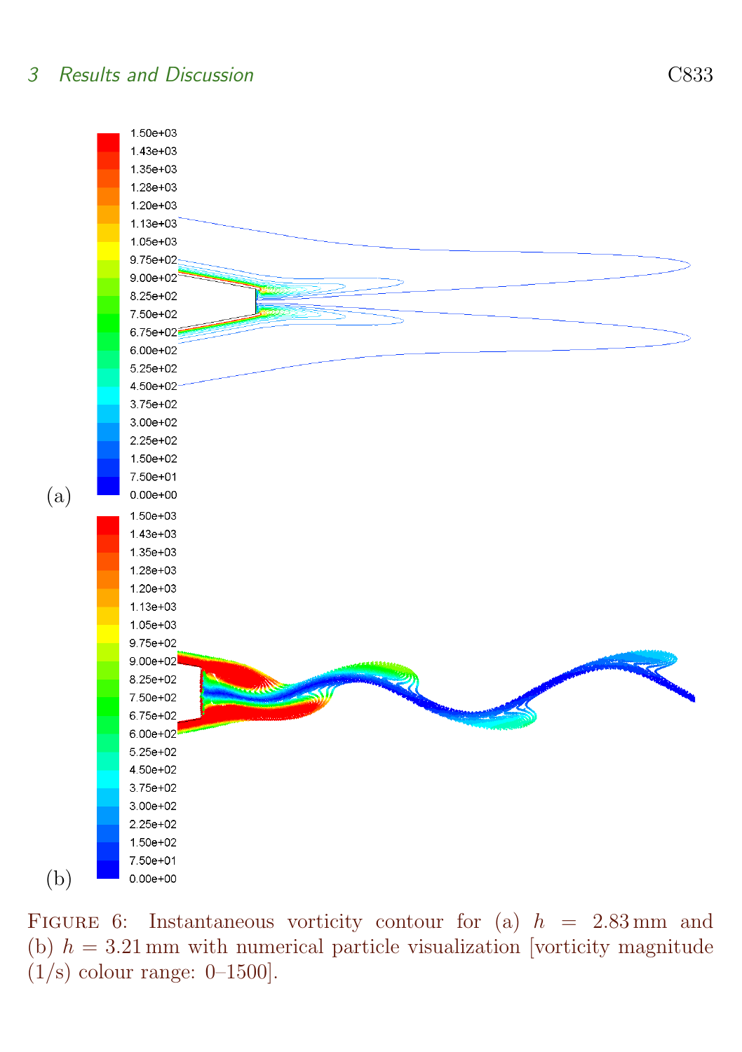(a)

(b)

Figure 6: Instantaneous vorticity contour for (a) $h = 2.83\,\mathrm{mm}$ and (b) $h = 3.21\,\mathrm{mm}$ with numerical particle visualization [vorticity magnitude (1/s) colour range: 0–1500].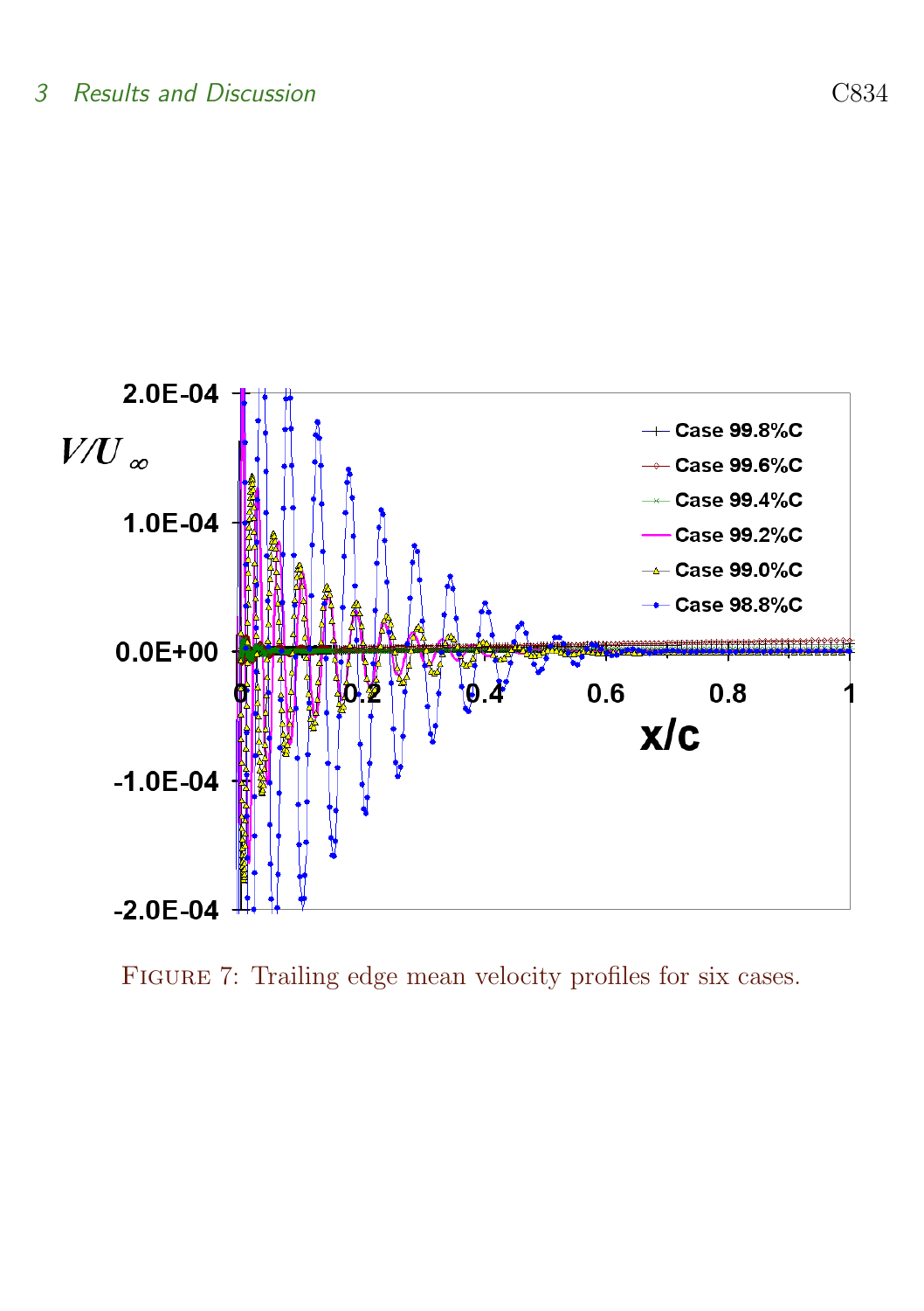FIGURE 7: Trailing edge mean velocity profiles for six cases.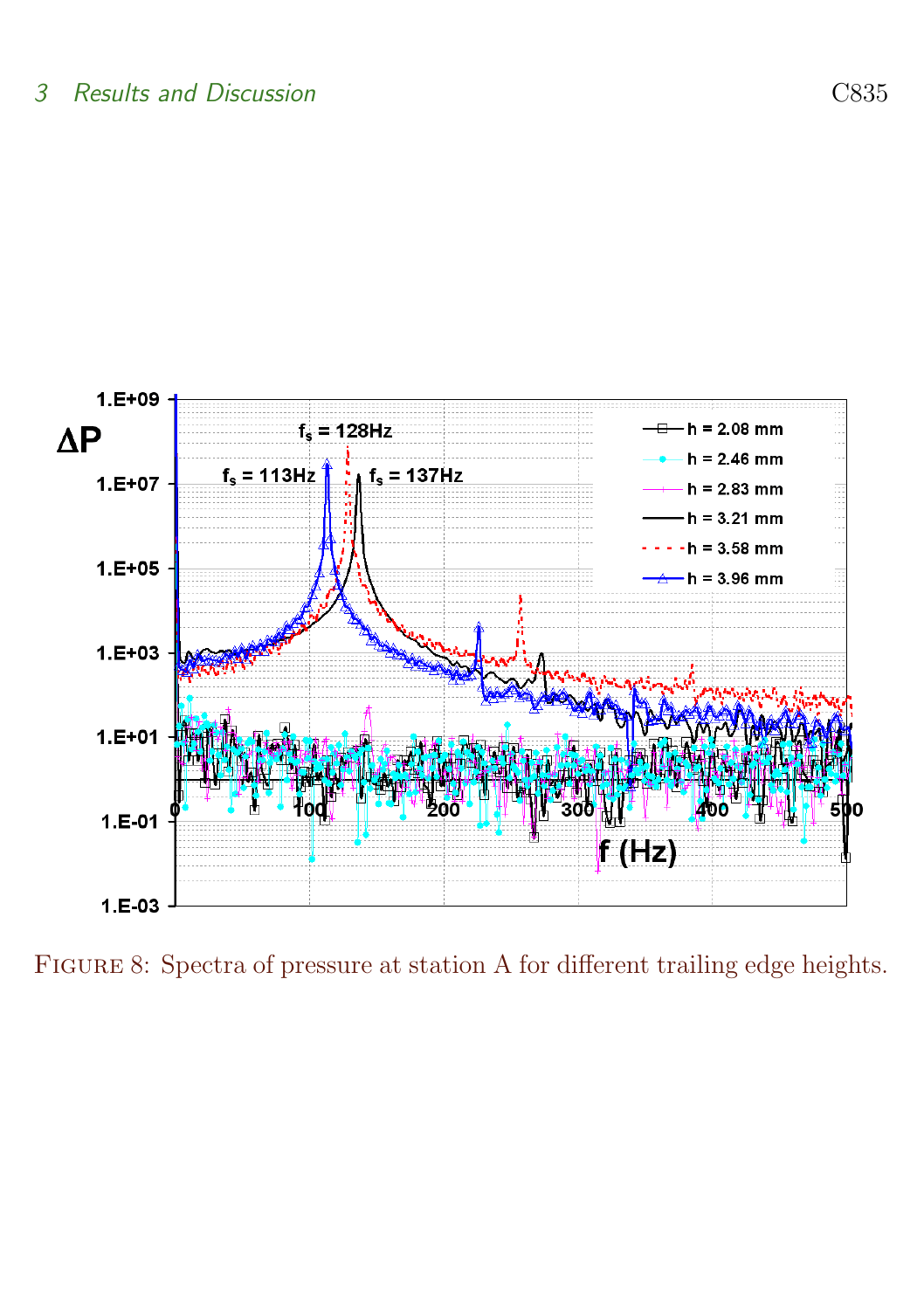FIGURE 8: Spectra of pressure at station A for different trailing edge heights.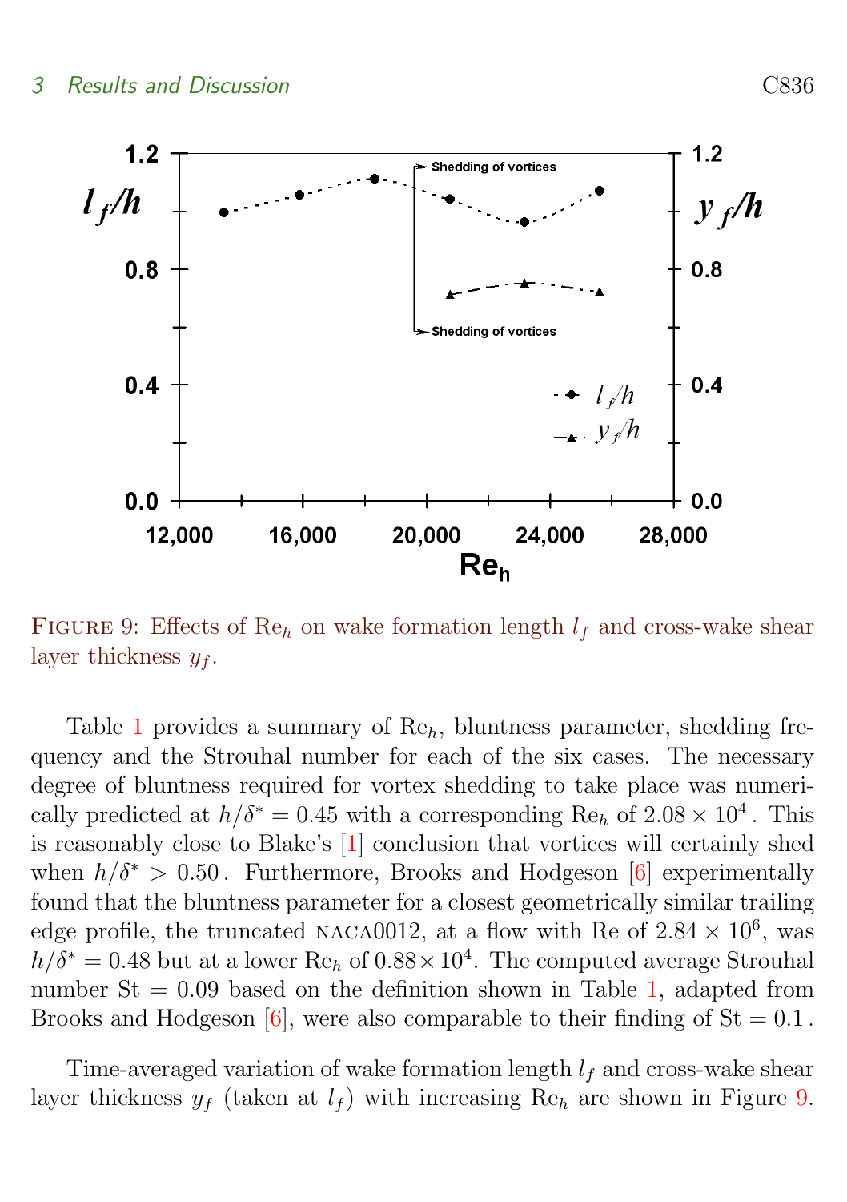FIGURE 9: Effects of $\mathrm{Re}_h$ on wake formation length $l_f$ and cross-wake shear layer thickness $y_f$.

Table 1 provides a summary of $\mathrm{Re}_h$, bluntness parameter, shedding frequency and the Strouhal number for each of the six cases. The necessary degree of bluntness required for vortex shedding to take place was numerically predicted at $h/\delta^* = 0.45$ with a corresponding $\mathrm{Re}_h$ of $2.08 \times 10^4$. This is reasonably close to Blake's [1] conclusion that vortices will certainly shed when $h/\delta^* > 0.50$. Furthermore, Brooks and Hodgeson [6] experimentally found that the bluntness parameter for a closest geometrically similar trailing edge profile, the truncated NACA0012, at a flow with Re of $2.84 \times 10^6$, was $h/\delta^* = 0.48$ but at a lower $\mathrm{Re}_h$ of $0.88 \times 10^4$. The computed average Strouhal number $\mathrm{St} = 0.09$ based on the definition shown in Table 1, adapted from Brooks and Hodgeson [6], were also comparable to their finding of $\mathrm{St} = 0.1$.

Time-averaged variation of wake formation length $l_f$ and cross-wake shear layer thickness $y_f$ (taken at $l_f$) with increasing $\mathrm{Re}_h$ are shown in Figure 9.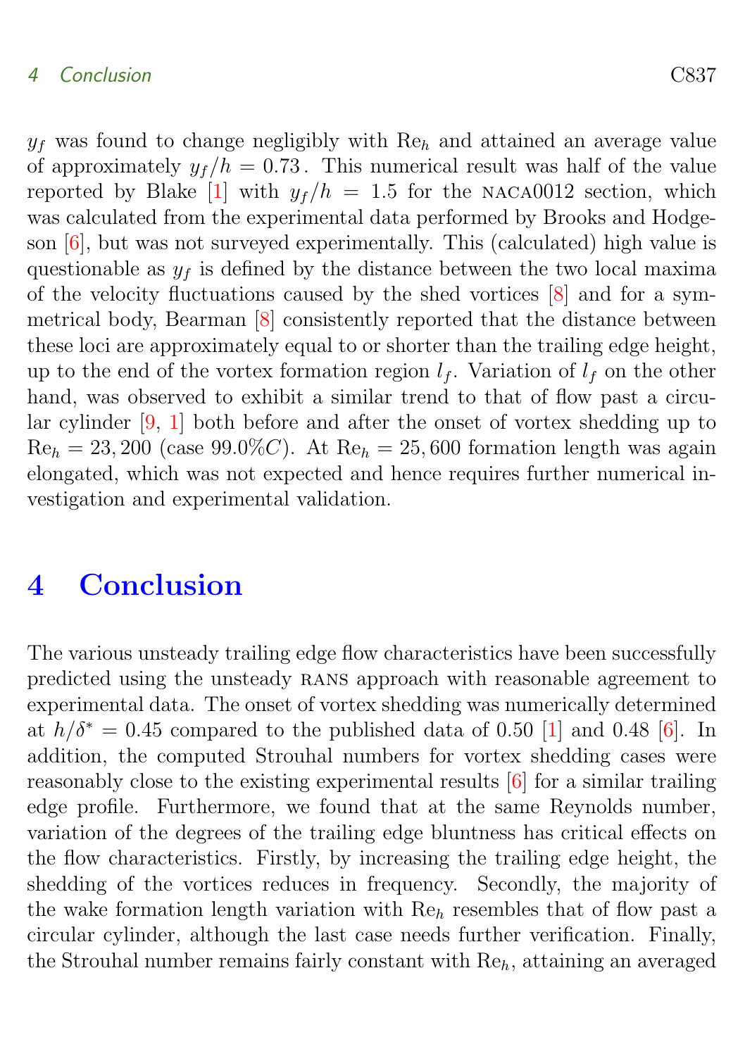$y_f$ was found to change negligibly with $\mathrm{Re}_h$ and attained an average value of approximately $y_f/h = 0.73$. This numerical result was half of the value reported by Blake [1] with $y_f/h = 1.5$ for the NACA0012 section, which was calculated from the experimental data performed by Brooks and Hodgeson [6], but was not surveyed experimentally. This (calculated) high value is questionable as $y_f$ is defined by the distance between the two local maxima of the velocity fluctuations caused by the shed vortices [8] and for a symmetrical body, Bearman [8] consistently reported that the distance between these loci are approximately equal to or shorter than the trailing edge height, up to the end of the vortex formation region $l_f$. Variation of $l_f$ on the other hand, was observed to exhibit a similar trend to that of flow past a circular cylinder [9, 1] both before and after the onset of vortex shedding up to $\mathrm{Re}_h = 23,200$ (case $99.0\%C$). At $\mathrm{Re}_h = 25,600$ formation length was again elongated, which was not expected and hence requires further numerical investigation and experimental validation.

# 4 Conclusion

The various unsteady trailing edge flow characteristics have been successfully predicted using the unsteady RANS approach with reasonable agreement to experimental data. The onset of vortex shedding was numerically determined at $h/\delta^* = 0.45$ compared to the published data of 0.50 [1] and 0.48 [6]. In addition, the computed Strouhal numbers for vortex shedding cases were reasonably close to the existing experimental results [6] for a similar trailing edge profile. Furthermore, we found that at the same Reynolds number, variation of the degrees of the trailing edge bluntness has critical effects on the flow characteristics. Firstly, by increasing the trailing edge height, the shedding of the vortices reduces in frequency. Secondly, the majority of the wake formation length variation with $\mathrm{Re}_h$ resembles that of flow past a circular cylinder, although the last case needs further verification. Finally, the Strouhal number remains fairly constant with $\mathrm{Re}_h$, attaining an averaged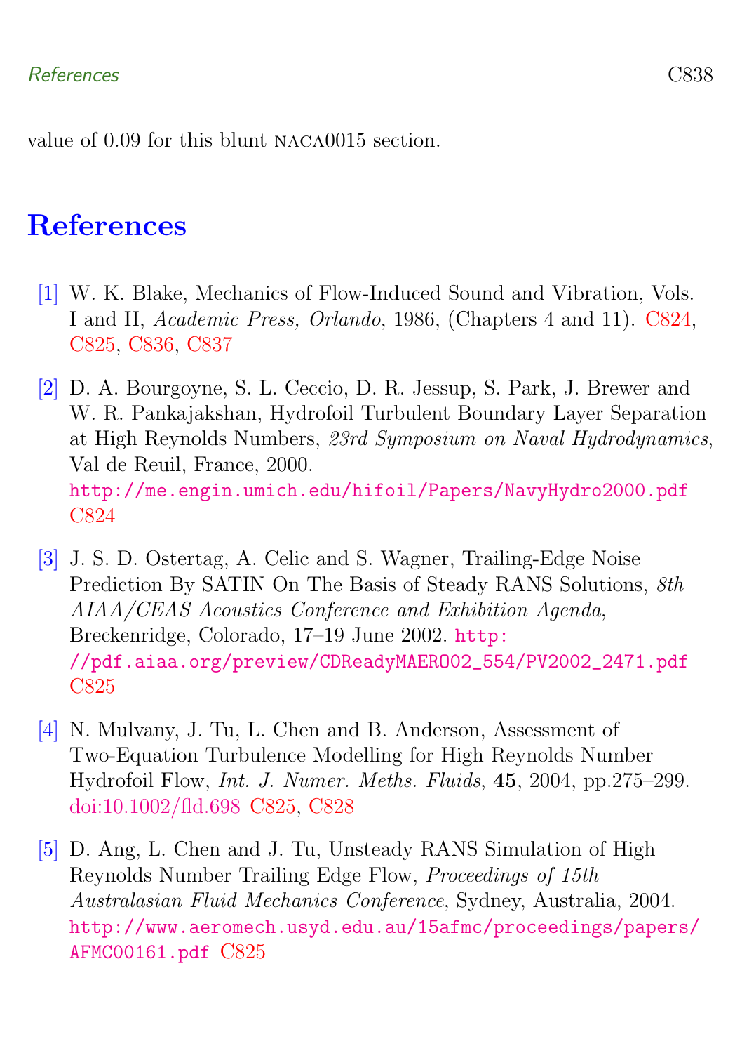value of 0.09 for this blunt NACA0015 section.

# References

[1] W. K. Blake, Mechanics of Flow-Induced Sound and Vibration, Vols. I and II, *Academic Press, Orlando*, 1986, (Chapters 4 and 11). C824, C825, C836, C837

[2] D. A. Bourgoyne, S. L. Ceccio, D. R. Jessup, S. Park, J. Brewer and W. R. Pankajakshan, Hydrofoil Turbulent Boundary Layer Separation at High Reynolds Numbers, *23rd Symposium on Naval Hydrodynamics*, Val de Reuil, France, 2000. http://me.engin.umich.edu/hifoil/Papers/NavyHydro2000.pdf C824

[3] J. S. D. Ostertag, A. Celic and S. Wagner, Trailing-Edge Noise Prediction By SATIN On The Basis of Steady RANS Solutions, *8th AIAA/CEAS Acoustics Conference and Exhibition Agenda*, Breckenridge, Colorado, 17–19 June 2002. http://pdf.aiaa.org/preview/CDReadyMAERO02_554/PV2002_2471.pdf C825

[4] N. Mulvany, J. Tu, L. Chen and B. Anderson, Assessment of Two-Equation Turbulence Modelling for High Reynolds Number Hydrofoil Flow, *Int. J. Numer. Meths. Fluids*, **45**, 2004, pp.275–299. doi:10.1002/fld.698 C825, C828

[5] D. Ang, L. Chen and J. Tu, Unsteady RANS Simulation of High Reynolds Number Trailing Edge Flow, *Proceedings of 15th Australasian Fluid Mechanics Conference*, Sydney, Australia, 2004. http://www.aeromech.usyd.edu.au/15afmc/proceedings/papers/AFMC00161.pdf C825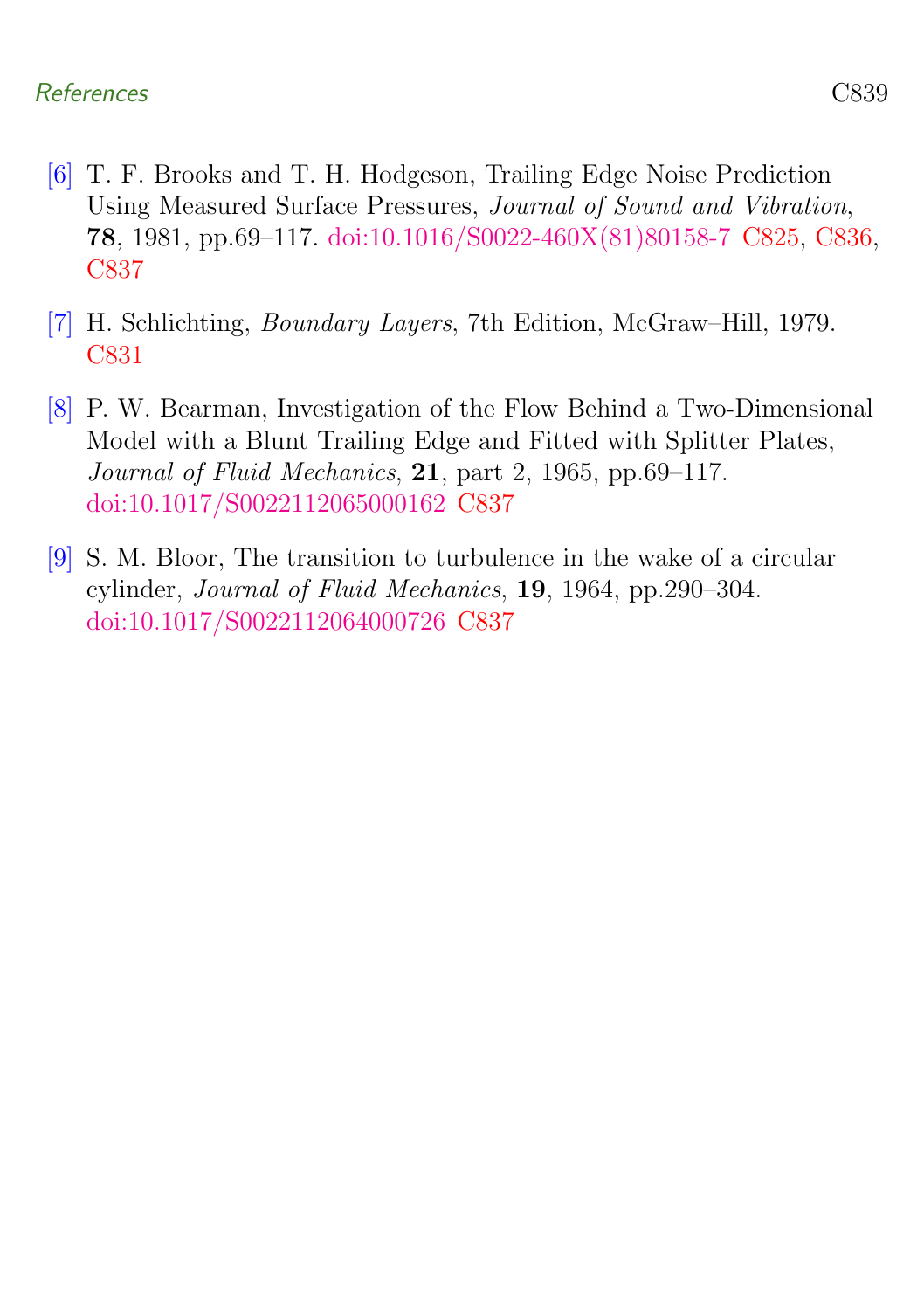[6] T. F. Brooks and T. H. Hodgeson, Trailing Edge Noise Prediction Using Measured Surface Pressures, *Journal of Sound and Vibration*, **78**, 1981, pp.69–117. doi:10.1016/S0022-460X(81)80158-7 C825, C836, C837

[7] H. Schlichting, *Boundary Layers*, 7th Edition, McGraw–Hill, 1979. C831

[8] P. W. Bearman, Investigation of the Flow Behind a Two-Dimensional Model with a Blunt Trailing Edge and Fitted with Splitter Plates, *Journal of Fluid Mechanics*, **21**, part 2, 1965, pp.69–117. doi:10.1017/S0022112065000162 C837

[9] S. M. Bloor, The transition to turbulence in the wake of a circular cylinder, *Journal of Fluid Mechanics*, **19**, 1964, pp.290–304. doi:10.1017/S0022112064000726 C837